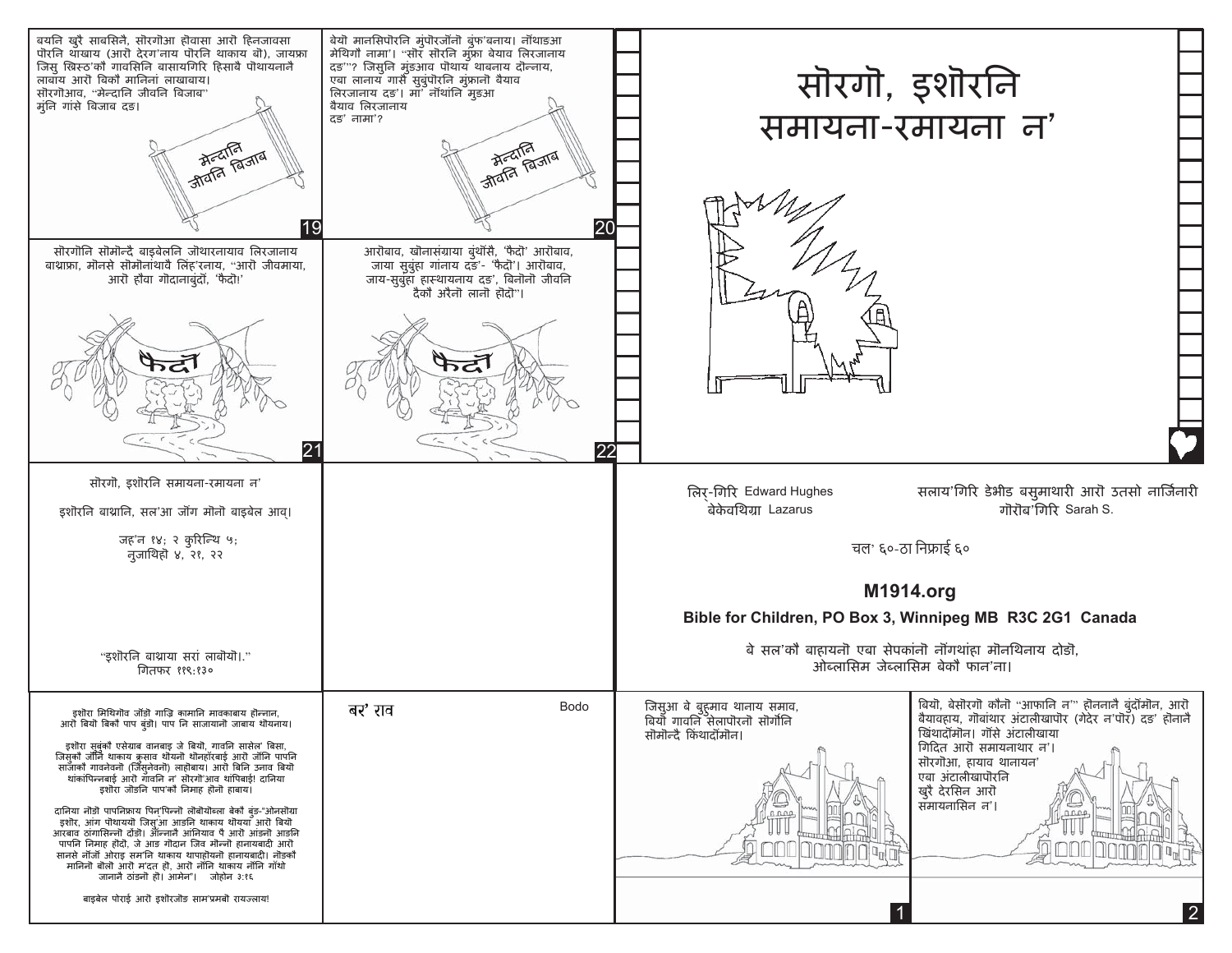# सोरगो, इशोरनि समायना-रमायना न'

लिर्-गिरि Edward Hughes
बेकेवथिग्रा Lazarus

सलाय'गिरि डेभीड बसुमाथारी आरो उतसो नार्जिनारी
गोरोब'गिरि Sarah S.

चल' ६०-ठा निफ्राई ६०

**M1914.org**

**Bible for Children, PO Box 3, Winnipeg MB R3C 2G1 Canada**

बे सल'कौ बाहायनो एबा सेपकांनो नोंगथांहा मोनथिनाय दोङो, ओब्लासिम जेब्लासिम बेकौ फान'ना।

जिसुआ बे बुहुमाव थानाय समाव, बियो गावनि सेलापोरनो सोरगोनि सोमोन्दै किंथादोंमोन।

बियो, बेसोरगो कौनो "आफानि न'" होननानै बुंदोंमोन, आरो बैयावहाय, गोबांथार अंटालीखापोर (गेदेर न'पोर) दङ' होनानै खिंथादोंमोन। गोंसे अंटालीखाया गिदित आरो समायनाथार न'। सोरगोआ, हायाव थानायन' एबा अंटालीखापोरनि खुरै देरसिन आरो समायनासिन न'।

बयनि खुरै साबसिनै, सोरगोआ होंवासा आरो हिनजावसा पोरनि थाखाय (आरो देरग'नाय पोरनि थाकाय बो), जायफ्रा जिसु खिस्ठ'कौ गावसिनि बासायगिरि हिसाबै पोथायनानै लाबाय आरो बिकौ मानिनां लाखाबाय। सोरगोआव, "मेन्दानि जीवनि बिजाब" मुंनि गांसे बिजाब दङ।

मेन्दानि जीवनि बिजाब

बेयो मानसिपोरनि मुंपोरजोंनो बुंफ'बनाय। नोंथाङआ मेथिगौ नामा। "सोर सोरनि मुंफ्रा बेयाव लिरजानाय दङ'"? जिसुनि मुंङआव पोथाय थाबनाय दोन्नाय, एबा लानाय गासै सुबुंपोरनि मुंफ्रानो बैयाव लिरजानाय दङ'। मा' नोंथांनि मुङआ बैयाव लिरजानाय दङ' नामा'?

मेन्दानि जीवनि बिजाब

सोरगोनि सोमोन्दै बाइबेलनि जोथारनायाव लिरजानाय बाथ्राफ्रा, मोनसे सोमोनाथावै लिंह'रनाय, "आरो जीवमाया, आरो होंवा गोदानाबुंदों, 'फैदो!'

फैदो

आरोबाव, खोनासंग्राया बुंथोंसै, 'फैदो' आरोबाव, जाया सुबुंहा गानाय दङ'- 'फैदो'। आरोबाव, जाय-सुबुंहा हास्थायनाय दङ', बिनोनो जीवनि दैकौ अरैनो लानो होदो"।

फैदो

सोरगो, इशोरनि समायना-रमायना न'

इशोरनि बाथ्रानि, सल'आ जोंग मोनो बाइबेल आव्।

जह'न १४; २ कुरिन्थि ५;
नुजाथिहो ४, २१, २२

"इशोरनि बाथ्राया सरां लाबोयो।"
गितफर ११९:१३०

इशोरा मिथिगोव जोंङो गाज्रि कामानि मावकाबाय होन्नान, आरो बियो बिकौ पाप बुंङो। पाप नि साजायानो जाबाय थोयनाय।

इशोरा सुबुंकौ एसेग्राव वानबाइ जे बियो, गावनि सासेल' बिसा, जिसुकौ जोनि थाकाय कुसाव थोयनो थोनहोरबाई आरो जोनि पापनि साजाकौ गावनेवनो (जिसुनेवनो) लाहोबाय। आरो बिनि उनाव बियो थांकापिन्नबाई आरो गावनि न' सोरगोआव थापिबाई! दानिया इशोरा जोंङनि पाप'कौ निमाह होनो हाबाय।

दानिया नोंङो पापनिफ्राय फिन'फिन्नो लोबोयोब्ला बेकौ बुंङ-"ओनसोंग्रा इशोर, आंग पोथाययो जिसुआ आङनि थाकाय थोयया आरो बियो आरबाव ठांगासिन्नो दोंङो। ओन्नानै आंनियाव पै आरो आंङनो आङनि पापनि निमाह होदो, जे आङ गोदान जिव मोन्नो हानायबादी आरो सानसे नोंजों ओराइ सम'नि थाकाय थापाहोयनो हानायबादी। नोंङकौ मानिनो बोंलो आरो म'दत हो, आरो नोंनि थाकाय नोंनि गोथो जानानै ठांङनो हो। आमेन"। जोहोन ३:१६

बाइबेल पोराई आरो इशोरजोंङ साम'प्रमबो रायज्लाय!

बर' राव Bodo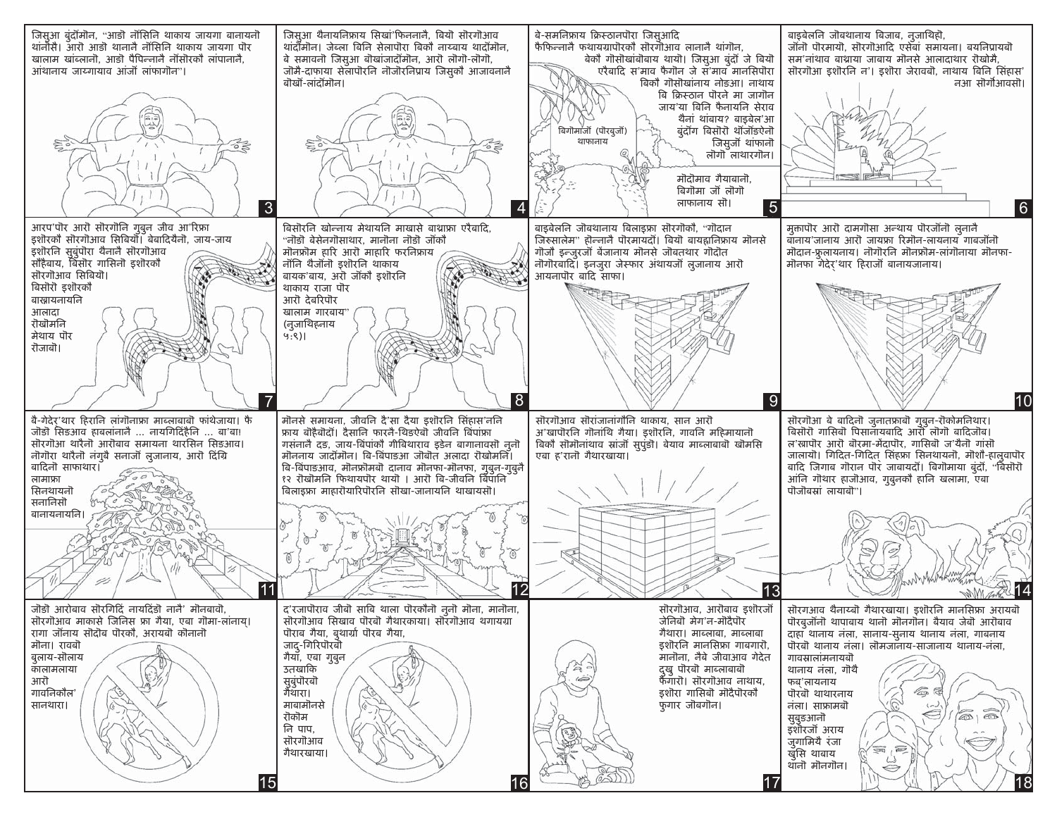जिसुआ बुंदोंमोन, "आङो नोंसिनि थाकाय जायगा बानायनो थांनोसै। आरो आङो थानानै नोंसिनि थाकाय जायगा पोर खालाम खांब्लानो, आङो फैफिन्नानै नोंसोरकौ लांपानानै, आंथानाय जायगायाव आंजों लांफागोन"।

3

जिसुआ थैनायनिफ्राय सिखां'फिन्नानै, बियो सोरगोआव थांदोंमोन। जेब्ला बिनि सेलापोरा बिकौ नाय्बाय थादोंमोन, बे समावनो जिसुआ बोखांजादोंमोन, आरो लोंगो-लोंगो, जोमै-दाफाया सेलापोरनि नोजोरनिफ्राय जिसुकौ आजावनानै बोखों-लांदोंमोन।

4

बे-समनिफ्राय क्रिस्ठानपोरा जिसुआदि फैफिन्नानै फथायग्रापोरकौ सोरगोआव लानानै थांगोन, बेकौ गोसोखांबोबाय थायो। जिसुआ बुंदों जे बियो एरैबादि स'माव फैगोन जे स'माव मानसिपोरा बिकौ गोसोखांनाय नोङआ। नाथाय बि क्रिस्ठान पोरै मा जागोन जाय'या बिनि फैनायनि सेराव थैनां थांबाय? बाइबेल'आ बुंदोंग बिसोरो थोंजोंङऐनो जिसुजों थाफानो लोंगो लाथारगोन।

बिगोमाजों (पोरबुजों) थाफानाय

मोंदोमाव गैयाबानो, बिगोमा जों लोंगो लाफानाय सों।

5

बाइबेलनि जोबथानाय बिजाब, नुजाथिहो, जोंनो पोरमायो, सोरगोआदि एसेबां समायना। बयनिफ्रायबो सम'नांथाव बाथ्राया जाबाय मोनसे आलादाथार रोखोमै, सोरगोआ इशोरनि न'। इशोरा जेरावबो, नाथाय बिनि सिंहास' नआ सोरगोआवसो।

6

आरप'पोर आरो सोरगोनि गुबुन जीव आ'रिफ्रा इशोरकौ सोरगोआव सिबियो। बेबादियैनो, जाय-जाय इशोरनि सुबुंपोरा थैनानै सोरगोआव सोहैबाय, बिसोर गासिनो इशोरकौ सोरगोआव सिबियो। बिसोरो इशोरकौ बाख्रायनायनि आलादा रोखोमनि मेथाय पोर रोजाबो।

7

बिसोरनि खोन्लाय मेथायनि माखासे बाथ्राफ्रा एरैबादि, "नोंङो बेसेनगोसाथार, मानोना नोंङो जोंकौ मोनफ्रोम हारि आरो माहारि फरनिफ्राय नोंनि थैजोंनो इशोरनि थाकाय बायक'बाय, अरो जोंकौ इशोरनि थाकाय राजा पोर आरो देबरिपोर खालाम गारबाय" (नुजाथिहनाय ५:९)।

8

बाइबेलनि जोबथानाय बिलाइफ्रा सोरगोकौ, "गोदान जिरुसालेम" होन्नानै पोरमायदों। बियो बायहानिफ्राय मोनसे गोजौ इन्जुरजों बेंजानाय मोनसे जोबतथार गोदोत नोंगोरबादि। इनजुरा जेस्फार अंथायजों लुजानाय आरो आयनापोर बादि साफा।

9

मुक्तापोर आरो दामगोसा अन्थाय पोरजोंनो लुनानै बानाय'जानाय आरो जायफ्रा रिमोन-लायनाय गाबजोंनो मोदान-फ्रलायनाय। नोंगोरनि मोनफ्रोम-लागोनाया मोनफा-मोनफा गेदेर'थार हिराजों बानायजानाय।

10

बै-गेदेर'थार हिरानि लांगोनाफ्रा माब्लाबाबो फांथेजाया। फै जोंङो सिङआव हाबलांनानै ... नायगिदिंहैनि ... बा'बा! सोरगोआ थारैनो आरोबाव समायना थारसिन सिङआव। नोंगोरा थारैनो नंगुबै सनाजों लुजानाय, आरो दिंग्रि बादिनो साफाथार। लामाफ्रा सिनथायनो सनानिसो बानायनायनि।

11

मोनसे समायना, जीवनि दै'सा दैया इशोरनि सिंहास'नि फ्राय बोहैबोदों। दैसानि फारसै-थिङऐबो जीवनि बिपांफ्रा गसनानै दङ, जाय-बिपांकौ गोथिथाराव इडेन बागानावसो नुनो मोननाय जादोंमोन। बि-बिपांआ जोबोत अलादा रोखोमनि। बि-बिपांआव, मोनफ्रोमबो दानाव मोनफा-मोनफा, गुबुन-गुबुनै १२ रोखोमनि फिथायपोर थायो । आरो बि-जीवनि बिपानि बिलाइफ्रा माहारोयारिपोरनि सोखा-जानायनि थाखायसो।

12

सोरगोआव सोरांजानांगौनि थाकाय, सान आरो अ'खापोरनि गोनांथि गैया। इशोरनि, गावनि महिमायानो बिकौ सोमोनांथाव सांजों सुपुङो। बेयाव माब्लाबाबो खोमसि एबा ह'रानो गैथारखाया।

13

सोरगोआ बे बादिनो जुनातफ्राबो गुबुन-रोकोमनिथार। बिसोरो गासिबो पिसानायबादि आरो लोंगो बादिजोब। ल'खापोर आरो बोरमा-मेंदापोर, गासिबो ज'यैनो गासो जालायो। गिदित-गिदित सिंहफ्रा सिनथायनो, मोसौ-हालुवापोर बादि जिगाब गोरान पोर जाबायदों। बिगोमाया बुंदों, "बिसोरो आंनि गोथार हाजोआव, गुबुनकौ हानि खलामा, एबा पोजोबसां लायाबो"।

14

जोंङो आरोबाव सोरगिदि नायदिङो नानै' मोनबाबो, सोरगोआव माकासे जिनिस फ्रा गैया, एबा गोमा-लांनाय्। रागा जोंनाय सोदोब पोरकौ, अरायबो कोनानो मोना। राबबो बुलाय-सोलाय कालामलाया आरो गावनिकौल' सानथारा।

15

द'रजापोराव जीवो साबि थाला पोरकौनो नुनो मोना, मानोना, सोरगोआव सिखाव पोरबो गैथारकाया। सोरगोआव थगायग्रा पोराव गैया, बुथार्ग्रा पोरब गैया, जादु-गिरिपोरबो गैया, एबा गुबुन उत्खाकि सुबुंपोरबो गैथारा। माबामोनसे रोकोम नि पाप, सोरगोआव गैथारखाया।

16

सोरगोआव, आरोबाव इशोरजों जेनिबो मेग'न-मोदैपोर गैथारा। माब्लाबा, माब्लाबा इशोरनि मानसिफ्रा गाबगारो, मानोना, नैबे जीवाआव गेदेत दुखु पोरबो माब्लाबाबो फैगारो। सोरगोआव नाथाय, इशोरा गासिबो मोदैपोरकौ फुगार जोबगोन।

17

सोरगआव थैनाय्बो गैथारखाया। इशोरनि मानसिफ्रा अरायबो पोरबुजोंनो थापाबाय थानो मोनगोन। बैयाव जेबो आरोबाव दाहा थानाय नंला, सानाय-सुनाय थानाय नंला, गाबनाय पोरबो थानाय नंला। लोमजानाय-साजानाय थानाय-नंला, गावसालामनायबो थानाय नंला, गोथै फथ'लायनाय पोरबो थाथारनाय नंला। साफ्रामबो सुबुङआनो इशोरजों अराय जुगामियै रंजा खुसि थाबाय थानो मोनगोन।

18